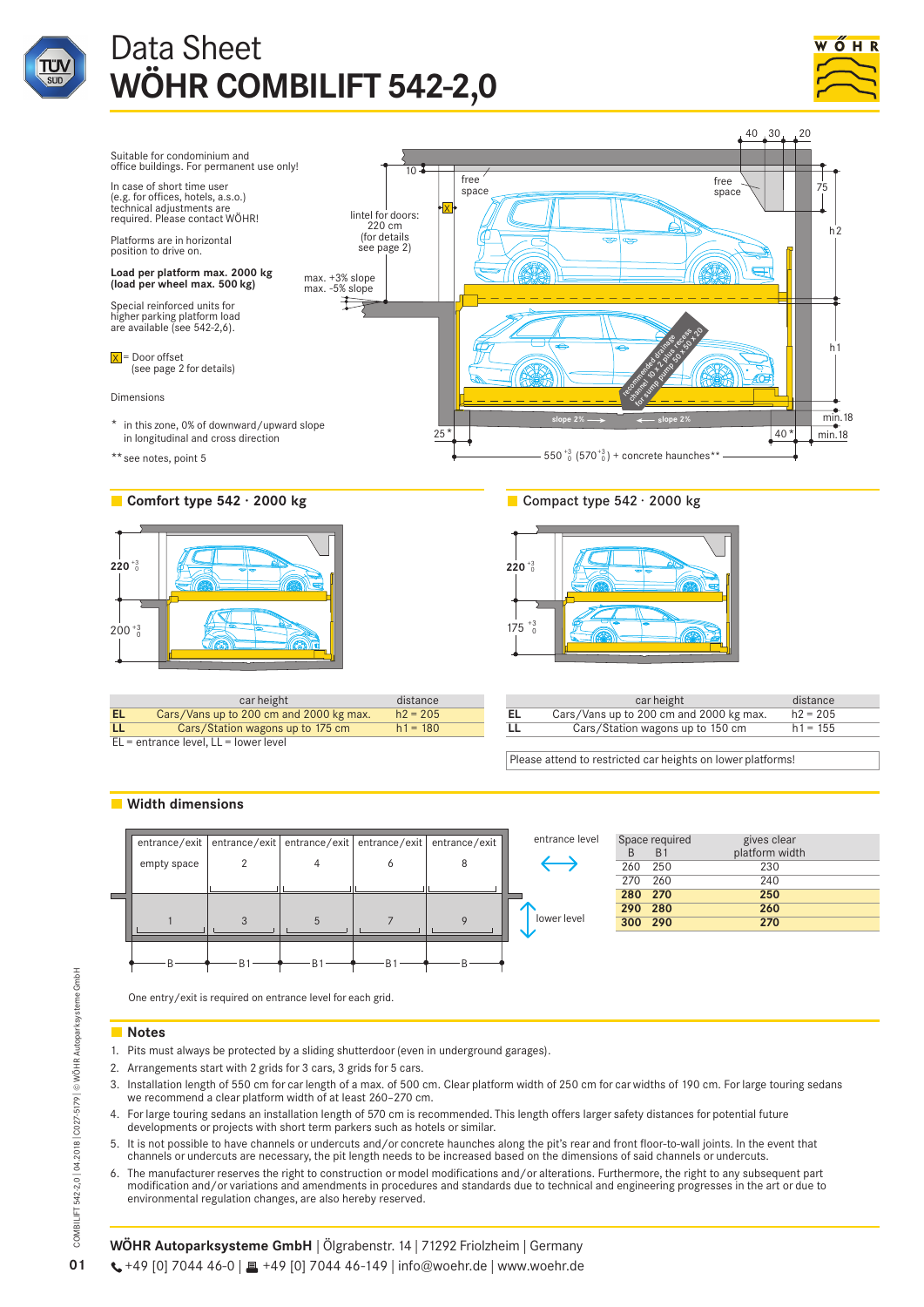# Data Sheet
# WÖHR COMBILIFT 542-2,0

Suitable for condominium and office buildings. For permanent use only!

In case of short time user (e.g. for offices, hotels, a.s.o.) technical adjustments are required. Please contact WÖHR!

Platforms are in horizontal position to drive on.

**Load per platform max. 2000 kg (load per wheel max. 500 kg)**

Special reinforced units for higher parking platform load are available (see 542-2,6).

X = Door offset (see page 2 for details)

Dimensions

\* in this zone, 0% of downward/upward slope in longitudinal and cross direction

** see notes, point 5

lintel for doors: 220 cm (for details see page 2)

max. +3% slope
max. -5% slope

free space

recommended drainage channel 10 x 2 plus recess for sump pump 50 x 50 x 20

slope 2%

550 $^{+3}_{0}$ (570 $^{+3}_{0}$) + concrete haunches**

## Comfort type 542 · 2000 kg

| | car height | distance |
|---|---|---|
| EL | Cars/Vans up to 200 cm and 2000 kg max. | h2 = 205 |
| LL | Cars/Station wagons up to 175 cm | h1 = 180 |

EL = entrance level, LL = lower level

## Compact type 542 · 2000 kg

| | car height | distance |
|---|---|---|
| EL | Cars/Vans up to 200 cm and 2000 kg max. | h2 = 205 |
| LL | Cars/Station wagons up to 150 cm | h1 = 155 |

Please attend to restricted car heights on lower platforms!

## Width dimensions

| Space required B | B1 | gives clear platform width |
|---|---|---|
| 260 | 250 | 230 |
| 270 | 260 | 240 |
| **280** | **270** | **250** |
| **290** | **280** | **260** |
| **300** | **290** | **270** |

One entry/exit is required on entrance level for each grid.

## Notes

1. Pits must always be protected by a sliding shutterdoor (even in underground garages).
2. Arrangements start with 2 grids for 3 cars, 3 grids for 5 cars.
3. Installation length of 550 cm for car length of a max. of 500 cm. Clear platform width of 250 cm for car widths of 190 cm. For large touring sedans we recommend a clear platform width of at least 260–270 cm.
4. For large touring sedans an installation length of 570 cm is recommended. This length offers larger safety distances for potential future developments or projects with short term parkers such as hotels or similar.
5. It is not possible to have channels or undercuts and/or concrete haunches along the pit's rear and front floor-to-wall joints. In the event that channels or undercuts are necessary, the pit length needs to be increased based on the dimensions of said channels or undercuts.
6. The manufacturer reserves the right to construction or model modifications and/or alterations. Furthermore, the right to any subsequent part modification and/or variations and amendments in procedures and standards due to technical and engineering progresses in the art or due to environmental regulation changes, are also hereby reserved.

**WÖHR Autoparksysteme GmbH** | Ölgrabenstr. 14 | 71292 Friolzheim | Germany
+49 [0] 7044 46-0 | +49 [0] 7044 46-149 | info@woehr.de | www.woehr.de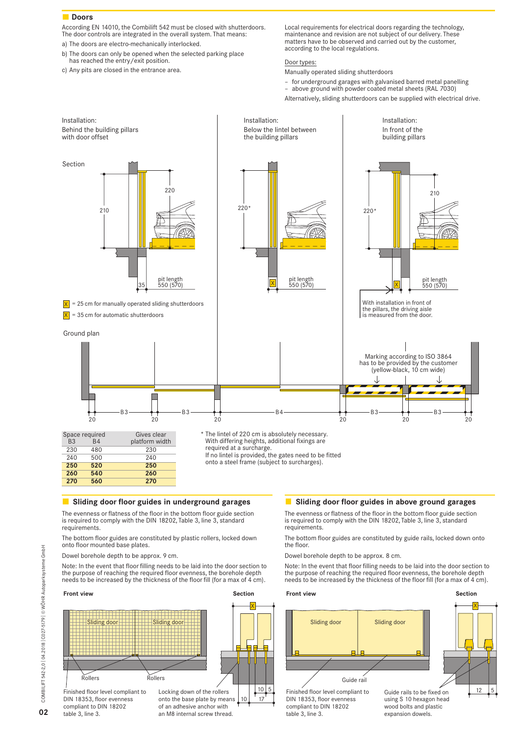## Doors

According EN 14010, the Combilift 542 must be closed with shutterdoors. The door controls are integrated in the overall system. That means:

a) The doors are electro-mechanically interlocked.

b) The doors can only be opened when the selected parking place has reached the entry/exit position.

c) Any pits are closed in the entrance area.

Local requirements for electrical doors regarding the technology, maintenance and revision are not subject of our delivery. These matters have to be observed and carried out by the customer, according to the local regulations.

Door types:

Manually operated sliding shutterdoors

- for underground garages with galvanised barred metal panelling
- above ground with powder coated metal sheets (RAL 7030)

Alternatively, sliding shutterdoors can be supplied with electrical drive.

Installation:
Behind the building pillars with door offset

Installation:
Below the lintel between the building pillars

Installation:
In front of the building pillars

Section

210 | 220 | 35 | pit length 550 (570)

220* | X | pit length 550 (570)

220* | 210 | X | pit length 550 (570)

X = 25 cm for manually operated sliding shutterdoors

X = 35 cm for automatic shutterdoors

With installation in front of the pillars, the driving aisle is measured from the door.

Ground plan

Marking according to ISO 3864 has to be provided by the customer (yellow-black, 10 cm wide)

20 – B3 – 20 – B3 – 20 – B4 – 20 – B3 – 20 – B3 – 20

| Space required B3 | B4 | Gives clear platform width |
|---|---|---|
| 230 | 480 | 230 |
| 240 | 500 | 240 |
| **250** | **520** | **250** |
| **260** | **540** | **260** |
| **270** | **560** | **270** |

\* The lintel of 220 cm is absolutely necessary. With differing heights, additional fixings are required at a surcharge. If no lintel is provided, the gates need to be fitted onto a steel frame (subject to surcharges).

## Sliding door floor guides in underground garages

The evenness or flatness of the floor in the bottom floor guide section is required to comply with the DIN 18202, Table 3, line 3, standard requirements.

The bottom floor guides are constituted by plastic rollers, locked down onto floor mounted base plates.

Dowel borehole depth to be approx. 9 cm.

Note: In the event that floor filling needs to be laid into the door section to the purpose of reaching the required floor evenness, the borehole depth needs to be increased by the thickness of the floor fill (for a max of 4 cm).

**Front view** / **Section**

Sliding door | Sliding door | Rollers | Rollers | X | 10 | 5 | 10 | 17

Finished floor level compliant to DIN 18353, floor evenness compliant to DIN 18202 table 3, line 3.

Locking down of the rollers onto the base plate by means of an adhesive anchor with an M8 internal screw thread.

## Sliding door floor guides in above ground garages

The evenness or flatness of the floor in the bottom floor guide section is required to comply with the DIN 18202, Table 3, line 3, standard requirements.

The bottom floor guides are constituted by guide rails, locked down onto the floor.

Dowel borehole depth to be approx. 8 cm.

Note: In the event that floor filling needs to be laid into the door section to the purpose of reaching the required floor evenness, the borehole depth needs to be increased by the thickness of the floor fill (for a max of 4 cm).

**Front view** / **Section**

Sliding door | Sliding door | Guide rail | X | 12 | 5

Finished floor level compliant to DIN 18353, floor evenness compliant to DIN 18202 table 3, line 3.

Guide rails to be fixed on using S 10 hexagon head wood bolts and plastic expansion dowels.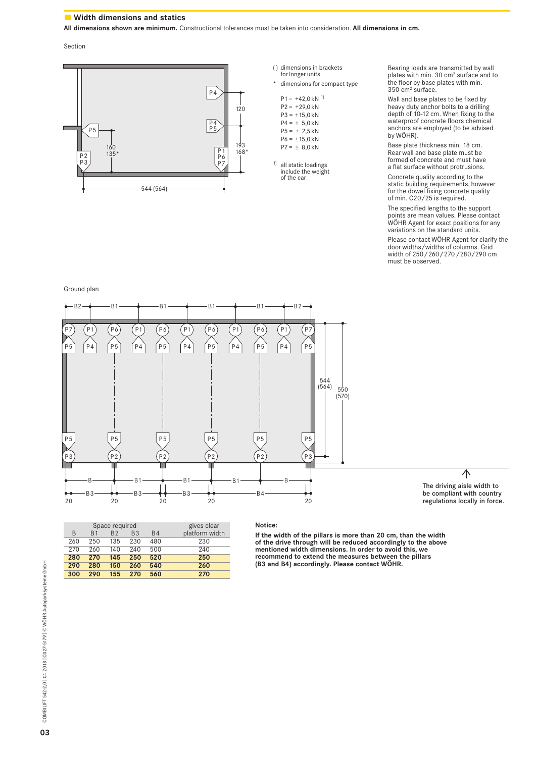## Width dimensions and statics

**All dimensions shown are minimum.** Constructional tolerances must be taken into consideration. **All dimensions in cm.**

Section

( ) dimensions in brackets for longer units

* dimensions for compact type

P1 = +42,0 kN [1]
P2 = +29,0 kN
P3 = +15,0 kN
P4 = ± 5,0 kN
P5 = ± 2,5 kN
P6 = ±15,0 kN
P7 = ± 8,0 kN

[1] all static loadings include the weight of the car

Bearing loads are transmitted by wall plates with min. 30 cm² surface and to the floor by base plates with min. 350 cm² surface.

Wall and base plates to be fixed by heavy duty anchor bolts to a drilling depth of 10-12 cm. When fixing to the waterproof concrete floors chemical anchors are employed (to be advised by WÖHR).

Base plate thickness min. 18 cm. Rear wall and base plate must be formed of concrete and must have a flat surface without protrusions.

Concrete quality according to the static building requirements, however for the dowel fixing concrete quality of min. C20/25 is required.

The specified lengths to the support points are mean values. Please contact WÖHR Agent for exact positions for any variations on the standard units.

Please contact WÖHR Agent for clarify the door widths/widths of columns. Grid width of 250/260/270/280/290 cm must be observed.

Ground plan

The driving aisle width to be compliant with country regulations locally in force.

| Space required | | | | | gives clear platform width |
|---|---|---|---|---|---|
| B | B1 | B2 | B3 | B4 | |
| 260 | 250 | 135 | 230 | 480 | 230 |
| 270 | 260 | 140 | 240 | 500 | 240 |
| **280** | **270** | **145** | **250** | **520** | **250** |
| **290** | **280** | **150** | **260** | **540** | **260** |
| **300** | **290** | **155** | **270** | **560** | **270** |

**Notice:**

**If the width of the pillars is more than 20 cm, than the width of the drive through will be reduced accordingly to the above mentioned width dimensions. In order to avoid this, we recommend to extend the measures between the pillars (B3 and B4) accordingly. Please contact WÖHR.**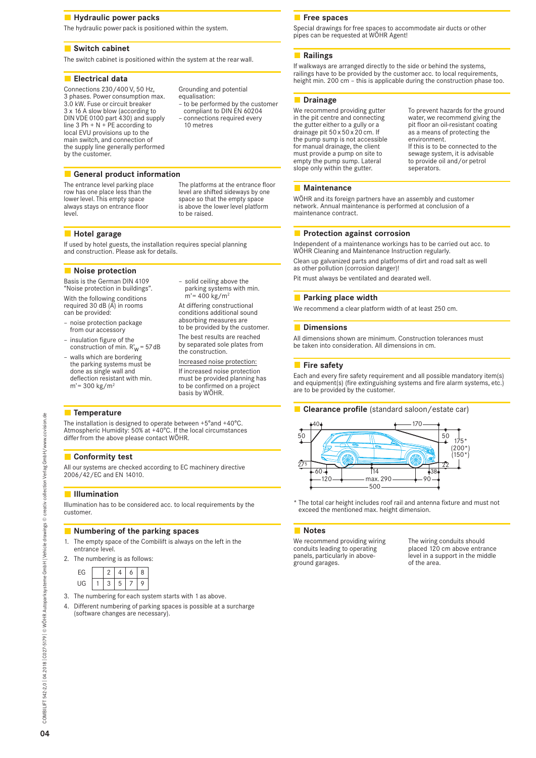## Hydraulic power packs

The hydraulic power pack is positioned within the system.

## Switch cabinet

The switch cabinet is positioned within the system at the rear wall.

## Electrical data

Connections 230/400 V, 50 Hz, 3 phases. Power consumption max. 3.0 kW. Fuse or circuit breaker 3 x 16 A slow blow (according to DIN VDE 0100 part 430) and supply line 3 Ph + N + PE according to local EVU provisions up to the main switch, and connection of the supply line generally performed by the customer.

Grounding and potential equalisation:
- to be performed by the customer compliant to DIN EN 60204
- connections required every 10 metres

## General product information

The entrance level parking place row has one place less than the lower level. This empty space always stays on entrance floor level.

The platforms at the entrance floor level are shifted sideways by one space so that the empty space is above the lower level platform to be raised.

## Hotel garage

If used by hotel guests, the installation requires special planning and construction. Please ask for details.

## Noise protection

Basis is the German DIN 4109 "Noise protection in buildings".

With the following conditions required 30 dB (A) in rooms can be provided:

- noise protection package from our accessory
- insulation figure of the construction of min. $R'_W = 57$ dB
- walls which are bordering the parking systems must be done as single wall and deflection resistant with min. $m' = 300$ kg/m²
- solid ceiling above the parking systems with min. $m' = 400$ kg/m²

At differing constructional conditions additional sound absorbing measures are to be provided by the customer.

The best results are reached by separated sole plates from the construction.

Increased noise protection:

If increased noise protection must be provided planning has to be confirmed on a project basis by WÖHR.

## Temperature

The installation is designed to operate between +5°and +40°C. Atmospheric Humidity: 50% at +40°C. If the local circumstances differ from the above please contact WÖHR.

## Conformity test

All our systems are checked according to EC machinery directive 2006/42/EC and EN 14010.

## Illumination

Illumination has to be considered acc. to local requirements by the customer.

## Numbering of the parking spaces

1. The empty space of the Combilift is always on the left in the entrance level.
2. The numbering is as follows:

| | | | | | |
|---|---|---|---|---|---|
| EG | | 2 | 4 | 6 | 8 |
| UG | 1 | 3 | 5 | 7 | 9 |

3. The numbering for each system starts with 1 as above.
4. Different numbering of parking spaces is possible at a surcharge (software changes are necessary).

## Free spaces

Special drawings for free spaces to accommodate air ducts or other pipes can be requested at WÖHR Agent!

## Railings

If walkways are arranged directly to the side or behind the systems, railings have to be provided by the customer acc. to local requirements, height min. 200 cm – this is applicable during the construction phase too.

## Drainage

We recommend providing gutter in the pit centre and connecting the gutter either to a gully or a drainage pit 50 x 50 x 20 cm. If the pump sump is not accessible for manual drainage, the client must provide a pump on site to empty the pump sump. Lateral slope only within the gutter.

To prevent hazards for the ground water, we recommend giving the pit floor an oil-resistant coating as a means of protecting the environment.
If this is to be connected to the sewage system, it is advisable to provide oil and/or petrol seperators.

## Maintenance

WÖHR and its foreign partners have an assembly and customer network. Annual maintenance is performed at conclusion of a maintenance contract.

## Protection against corrosion

Independent of a maintenance workings has to be carried out acc. to WÖHR Cleaning and Maintenance Instruction regularly.

Clean up galvanized parts and platforms of dirt and road salt as well as other pollution (corrosion danger)!

Pit must always be ventilated and dearated well.

## Parking place width

We recommend a clear platform width of at least 250 cm.

## Dimensions

All dimensions shown are minimum. Construction tolerances must be taken into consideration. All dimensions in cm.

## Fire safety

Each and every fire safety requirement and all possible mandatory item(s) and equipment(s) (fire extinguishing systems and fire alarm systems, etc.) are to be provided by the customer.

## Clearance profile (standard saloon/estate car)

40 170 50 50 175* (200*) (150*) 27,5 22 60 14 38 120 max. 290 90 500

\* The total car height includes roof rail and antenna fixture and must not exceed the mentioned max. height dimension.

## Notes

We recommend providing wiring conduits leading to operating panels, particularly in above-ground garages.

The wiring conduits should placed 120 cm above entrance level in a support in the middle of the area.